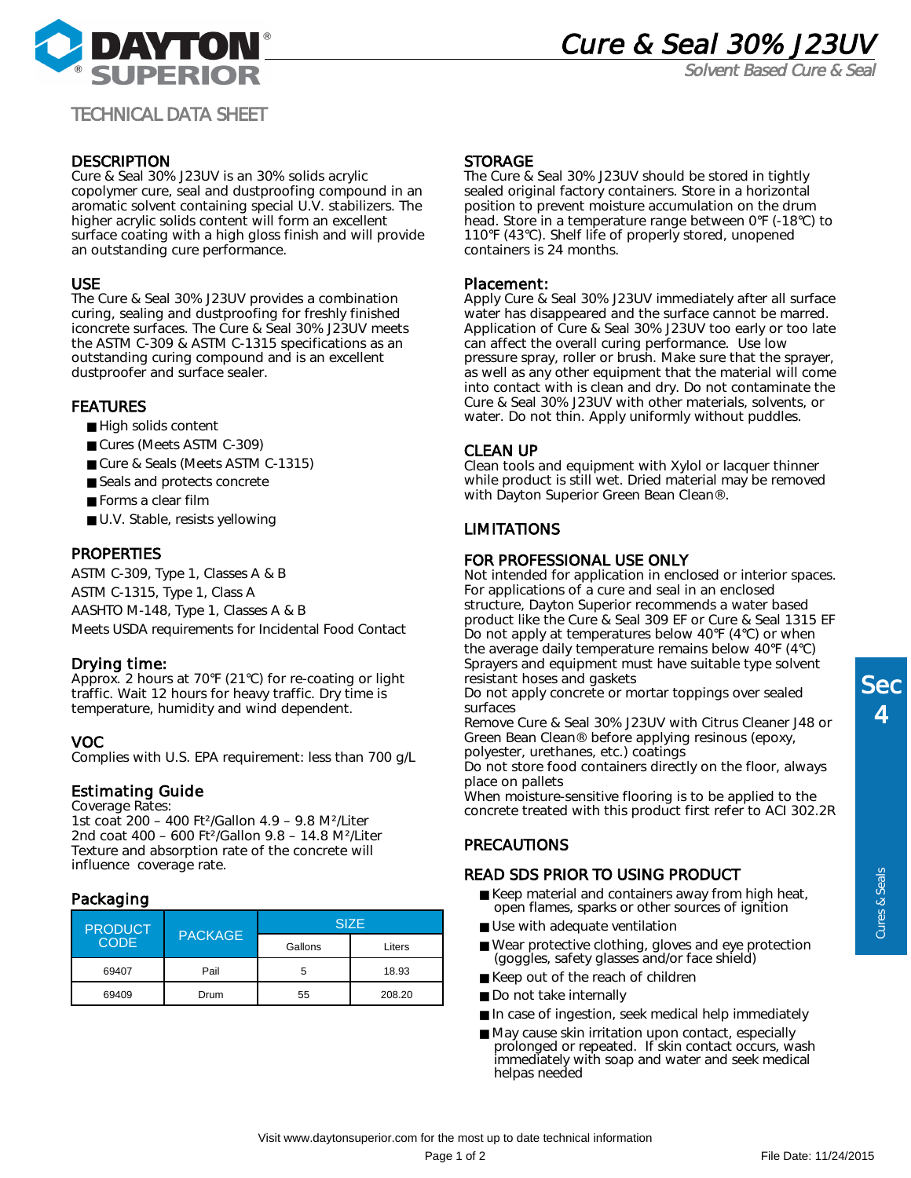# Cure & Seal 30% J23UV

*Solvent Based Cure & Seal*

TECHNICAL DATA SHEET

## DESCRIPTION

Cure & Seal 30% J23UV is an 30% solids acrylic copolymer cure, seal and dustproofing compound in an aromatic solvent containing special U.V. stabilizers. The higher acrylic solids content will form an excellent surface coating with a high gloss finish and will provide an outstanding cure performance.

## USE

The Cure & Seal 30% J23UV provides a combination curing, sealing and dustproofing for freshly finished iconcrete surfaces. The Cure & Seal 30% J23UV meets the ASTM C-309 & ASTM C-1315 specifications as an outstanding curing compound and is an excellent dustproofer and surface sealer.

## FEATURES

- High solids content
- Cures (Meets ASTM C-309)
- Cure & Seals (Meets ASTM C-1315)
- Seals and protects concrete
- Forms a clear film
- U.V. Stable, resists yellowing

## PROPERTIES

ASTM C-309, Type 1, Classes A & B

ASTM C-1315, Type 1, Class A

AASHTO M-148, Type 1, Classes A & B

Meets USDA requirements for Incidental Food Contact

## Drying time:

Approx. 2 hours at 70℉ (21℃) for re-coating or light traffic. Wait 12 hours for heavy traffic. Dry time is temperature, humidity and wind dependent.

## VOC

Complies with U.S. EPA requirement: less than 700 g/L

## Estimating Guide

Coverage Rates:

1st coat 200 – 400 Ft²/Gallon 4.9 – 9.8 M²/Liter

2nd coat 400 – 600 Ft²/Gallon 9.8 – 14.8 M²/Liter

Texture and absorption rate of the concrete will influence coverage rate.

## Packaging

| PRODUCT CODE | PACKAGE | SIZE | |
|---|---|---|---|
| | | Gallons | Liters |
| 69407 | Pail | 5 | 18.93 |
| 69409 | Drum | 55 | 208.20 |

## STORAGE

The Cure & Seal 30% J23UV should be stored in tightly sealed original factory containers. Store in a horizontal position to prevent moisture accumulation on the drum head. Store in a temperature range between 0℉ (-18℃) to 110℉ (43℃). Shelf life of properly stored, unopened containers is 24 months.

## Placement:

Apply Cure & Seal 30% J23UV immediately after all surface water has disappeared and the surface cannot be marred. Application of Cure & Seal 30% J23UV too early or too late can affect the overall curing performance. Use low pressure spray, roller or brush. Make sure that the sprayer, as well as any other equipment that the material will come into contact with is clean and dry. Do not contaminate the Cure & Seal 30% J23UV with other materials, solvents, or water. Do not thin. Apply uniformly without puddles.

## CLEAN UP

Clean tools and equipment with Xylol or lacquer thinner while product is still wet. Dried material may be removed with Dayton Superior Green Bean Clean®.

## LIMITATIONS

## FOR PROFESSIONAL USE ONLY

Not intended for application in enclosed or interior spaces. For applications of a cure and seal in an enclosed structure, Dayton Superior recommends a water based product like the Cure & Seal 309 EF or Cure & Seal 1315 EF
Do not apply at temperatures below 40℉ (4℃) or when the average daily temperature remains below 40℉ (4℃)
Sprayers and equipment must have suitable type solvent resistant hoses and gaskets
Do not apply concrete or mortar toppings over sealed surfaces
Remove Cure & Seal 30% J23UV with Citrus Cleaner J48 or Green Bean Clean® before applying resinous (epoxy, polyester, urethanes, etc.) coatings
Do not store food containers directly on the floor, always place on pallets
When moisture-sensitive flooring is to be applied to the concrete treated with this product first refer to ACI 302.2R

## PRECAUTIONS

## READ SDS PRIOR TO USING PRODUCT

- Keep material and containers away from high heat, open flames, sparks or other sources of ignition
- Use with adequate ventilation
- Wear protective clothing, gloves and eye protection (goggles, safety glasses and/or face shield)
- Keep out of the reach of children
- Do not take internally
- In case of ingestion, seek medical help immediately
- May cause skin irritation upon contact, especially prolonged or repeated. If skin contact occurs, wash immediately with soap and water and seek medical helpas needed

Visit www.daytonsuperior.com for the most up to date technical information

File Date: 11/24/2015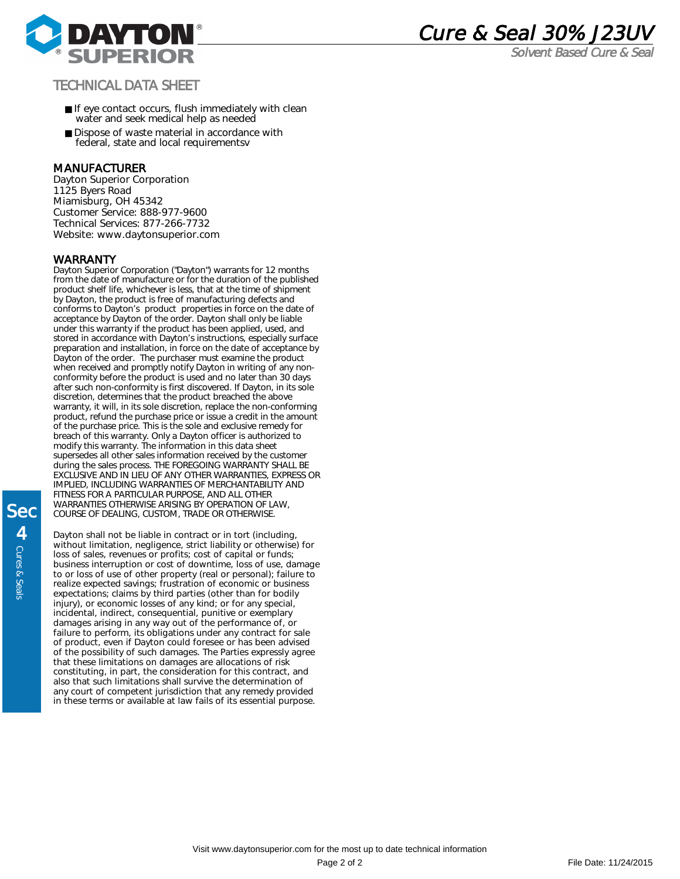- If eye contact occurs, flush immediately with clean water and seek medical help as needed
- Dispose of waste material in accordance with federal, state and local requirementsv

## MANUFACTURER

Dayton Superior Corporation
1125 Byers Road
Miamisburg, OH 45342
Customer Service: 888-977-9600
Technical Services: 877-266-7732
Website: www.daytonsuperior.com

## WARRANTY

Dayton Superior Corporation ("Dayton") warrants for 12 months from the date of manufacture or for the duration of the published product shelf life, whichever is less, that at the time of shipment by Dayton, the product is free of manufacturing defects and conforms to Dayton's product properties in force on the date of acceptance by Dayton of the order. Dayton shall only be liable under this warranty if the product has been applied, used, and stored in accordance with Dayton's instructions, especially surface preparation and installation, in force on the date of acceptance by Dayton of the order. The purchaser must examine the product when received and promptly notify Dayton in writing of any non-conformity before the product is used and no later than 30 days after such non-conformity is first discovered. If Dayton, in its sole discretion, determines that the product breached the above warranty, it will, in its sole discretion, replace the non-conforming product, refund the purchase price or issue a credit in the amount of the purchase price. This is the sole and exclusive remedy for breach of this warranty. Only a Dayton officer is authorized to modify this warranty. The information in this data sheet supersedes all other sales information received by the customer during the sales process. THE FOREGOING WARRANTY SHALL BE EXCLUSIVE AND IN LIEU OF ANY OTHER WARRANTIES, EXPRESS OR IMPLIED, INCLUDING WARRANTIES OF MERCHANTABILITY AND FITNESS FOR A PARTICULAR PURPOSE, AND ALL OTHER WARRANTIES OTHERWISE ARISING BY OPERATION OF LAW, COURSE OF DEALING, CUSTOM, TRADE OR OTHERWISE.

Dayton shall not be liable in contract or in tort (including, without limitation, negligence, strict liability or otherwise) for loss of sales, revenues or profits; cost of capital or funds; business interruption or cost of downtime, loss of use, damage to or loss of use of other property (real or personal); failure to realize expected savings; frustration of economic or business expectations; claims by third parties (other than for bodily injury), or economic losses of any kind; or for any special, incidental, indirect, consequential, punitive or exemplary damages arising in any way out of the performance of, or failure to perform, its obligations under any contract for sale of product, even if Dayton could foresee or has been advised of the possibility of such damages. The Parties expressly agree that these limitations on damages are allocations of risk constituting, in part, the consideration for this contract, and also that such limitations shall survive the determination of any court of competent jurisdiction that any remedy provided in these terms or available at law fails of its essential purpose.